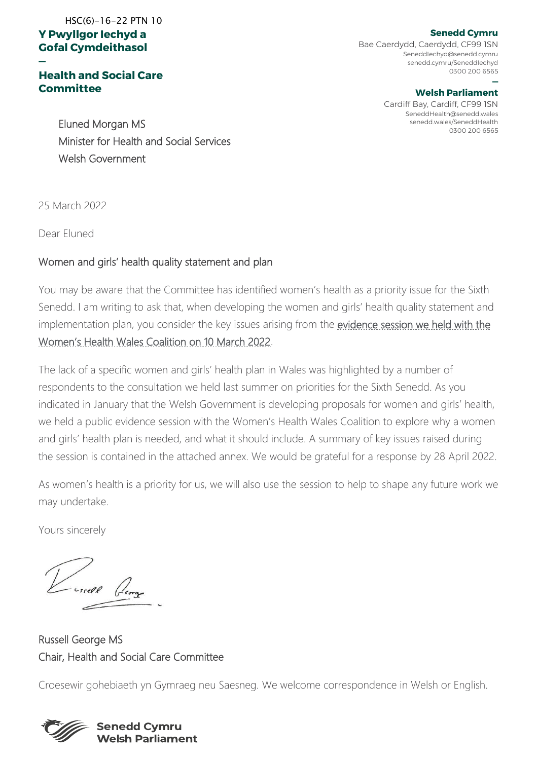HSC(6)-16-22 PTN 10

**Y Pwyllgor Iechyd a Gofal Cymdeithasol**

**—**

**Health and Social Care Committee**

**Senedd Cymru**
Bae Caerdydd, Caerdydd, CF99 1SN
SeneddIechyd@senedd.cymru
senedd.cymru/SeneddIechyd
0300 200 6565

**—**

**Welsh Parliament**
Cardiff Bay, Cardiff, CF99 1SN
SeneddHealth@senedd.wales
senedd.wales/SeneddHealth
0300 200 6565

Eluned Morgan MS
Minister for Health and Social Services
Welsh Government

25 March 2022

Dear Eluned

Women and girls' health quality statement and plan

You may be aware that the Committee has identified women's health as a priority issue for the Sixth Senedd. I am writing to ask that, when developing the women and girls' health quality statement and implementation plan, you consider the key issues arising from the evidence session we held with the Women's Health Wales Coalition on 10 March 2022.

The lack of a specific women and girls' health plan in Wales was highlighted by a number of respondents to the consultation we held last summer on priorities for the Sixth Senedd. As you indicated in January that the Welsh Government is developing proposals for women and girls' health, we held a public evidence session with the Women's Health Wales Coalition to explore why a women and girls' health plan is needed, and what it should include. A summary of key issues raised during the session is contained in the attached annex. We would be grateful for a response by 28 April 2022.

As women's health is a priority for us, we will also use the session to help to shape any future work we may undertake.

Yours sincerely

Russell George MS
Chair, Health and Social Care Committee

Croesewir gohebiaeth yn Gymraeg neu Saesneg. We welcome correspondence in Welsh or English.

**Senedd Cymru**
**Welsh Parliament**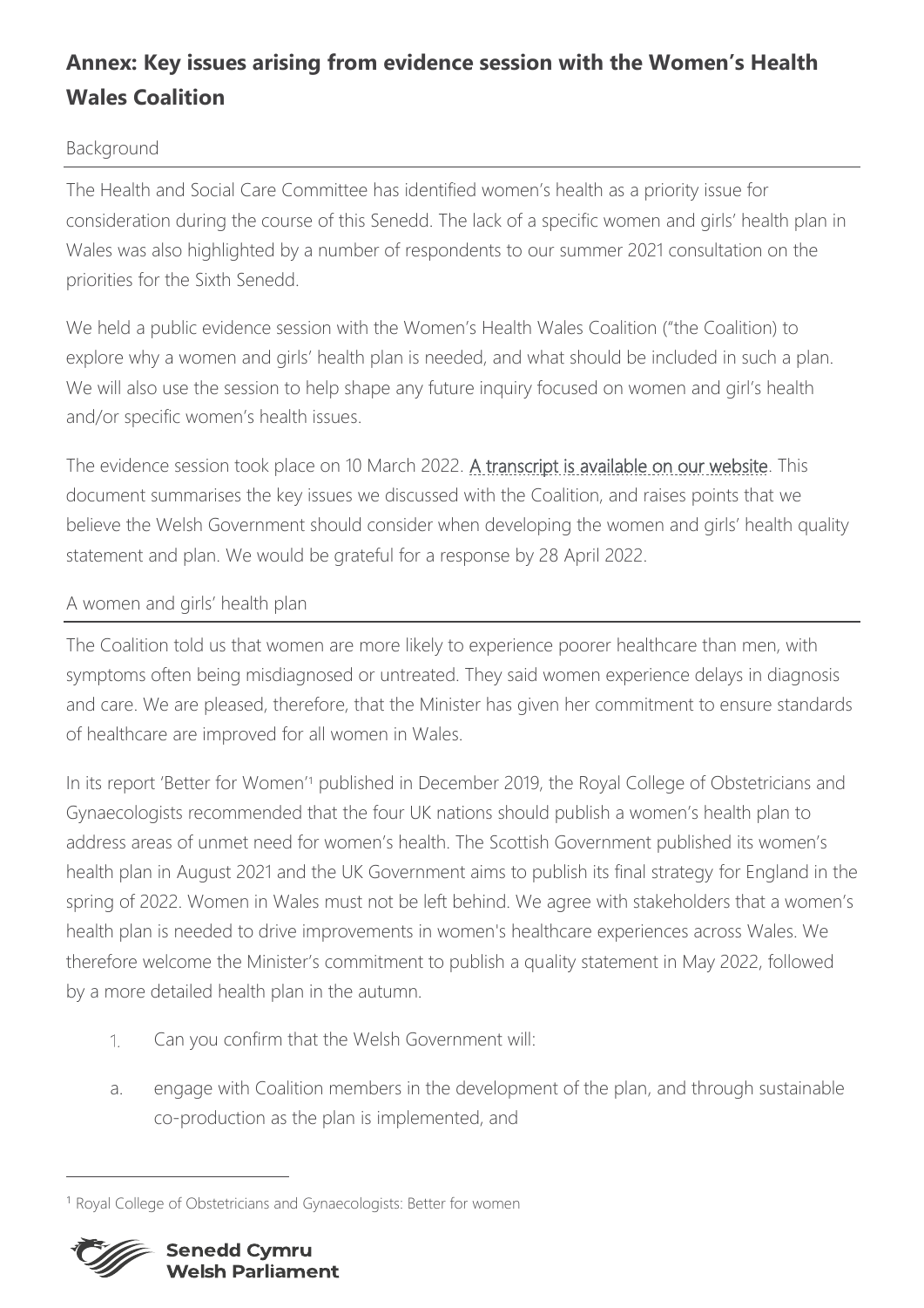# Annex: Key issues arising from evidence session with the Women's Health Wales Coalition

## Background

The Health and Social Care Committee has identified women's health as a priority issue for consideration during the course of this Senedd. The lack of a specific women and girls' health plan in Wales was also highlighted by a number of respondents to our summer 2021 consultation on the priorities for the Sixth Senedd.

We held a public evidence session with the Women's Health Wales Coalition ("the Coalition) to explore why a women and girls' health plan is needed, and what should be included in such a plan. We will also use the session to help shape any future inquiry focused on women and girl's health and/or specific women's health issues.

The evidence session took place on 10 March 2022. A transcript is available on our website. This document summarises the key issues we discussed with the Coalition, and raises points that we believe the Welsh Government should consider when developing the women and girls' health quality statement and plan. We would be grateful for a response by 28 April 2022.

## A women and girls' health plan

The Coalition told us that women are more likely to experience poorer healthcare than men, with symptoms often being misdiagnosed or untreated. They said women experience delays in diagnosis and care. We are pleased, therefore, that the Minister has given her commitment to ensure standards of healthcare are improved for all women in Wales.

In its report 'Better for Women'[1] published in December 2019, the Royal College of Obstetricians and Gynaecologists recommended that the four UK nations should publish a women's health plan to address areas of unmet need for women's health. The Scottish Government published its women's health plan in August 2021 and the UK Government aims to publish its final strategy for England in the spring of 2022. Women in Wales must not be left behind. We agree with stakeholders that a women's health plan is needed to drive improvements in women's healthcare experiences across Wales. We therefore welcome the Minister's commitment to publish a quality statement in May 2022, followed by a more detailed health plan in the autumn.

1. Can you confirm that the Welsh Government will:

   a. engage with Coalition members in the development of the plan, and through sustainable co-production as the plan is implemented, and

[1] Royal College of Obstetricians and Gynaecologists: Better for women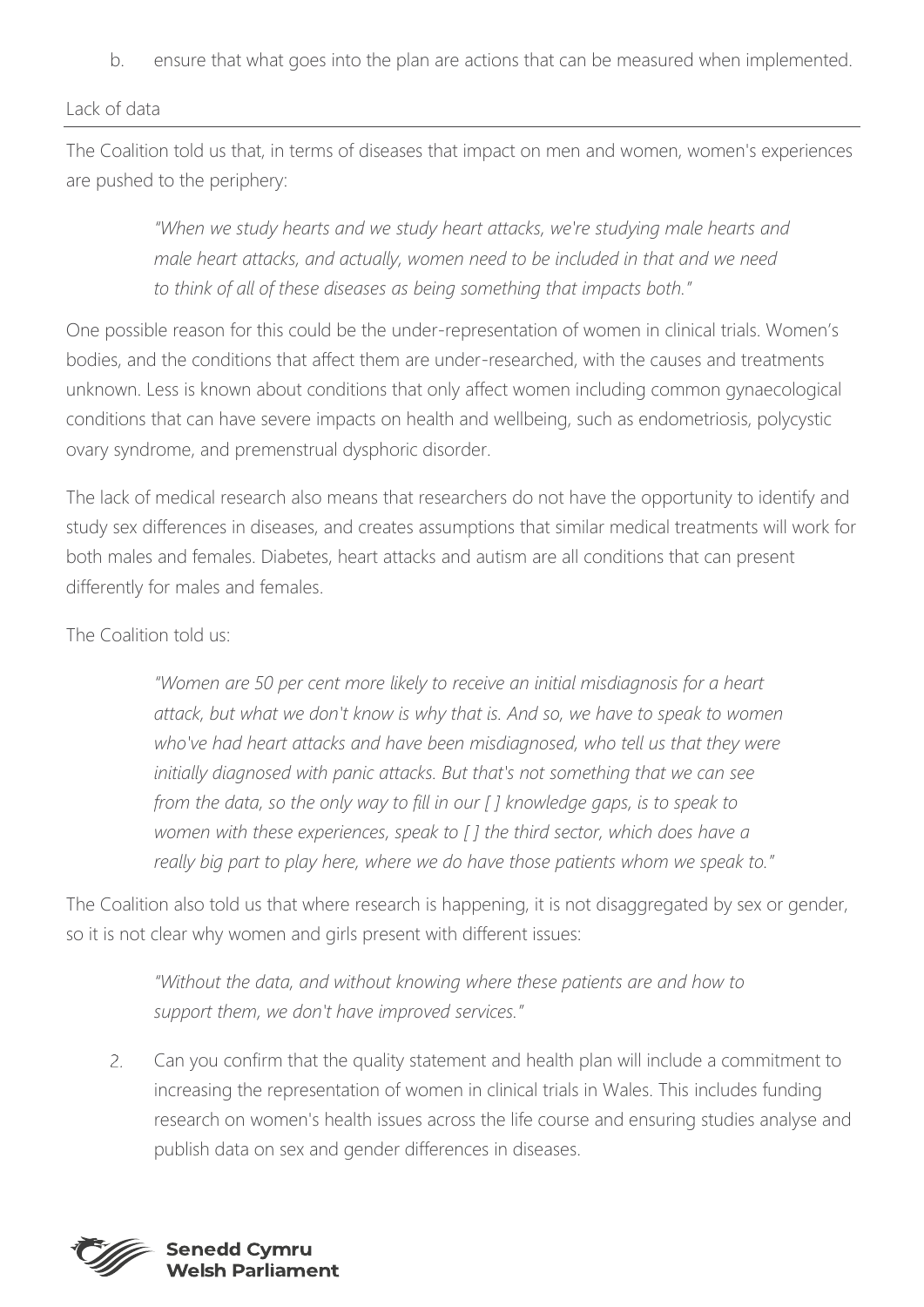b. ensure that what goes into the plan are actions that can be measured when implemented.

## Lack of data

The Coalition told us that, in terms of diseases that impact on men and women, women's experiences are pushed to the periphery:

> *"When we study hearts and we study heart attacks, we're studying male hearts and male heart attacks, and actually, women need to be included in that and we need to think of all of these diseases as being something that impacts both."*

One possible reason for this could be the under-representation of women in clinical trials. Women's bodies, and the conditions that affect them are under-researched, with the causes and treatments unknown. Less is known about conditions that only affect women including common gynaecological conditions that can have severe impacts on health and wellbeing, such as endometriosis, polycystic ovary syndrome, and premenstrual dysphoric disorder.

The lack of medical research also means that researchers do not have the opportunity to identify and study sex differences in diseases, and creates assumptions that similar medical treatments will work for both males and females. Diabetes, heart attacks and autism are all conditions that can present differently for males and females.

The Coalition told us:

> *"Women are 50 per cent more likely to receive an initial misdiagnosis for a heart attack, but what we don't know is why that is. And so, we have to speak to women who've had heart attacks and have been misdiagnosed, who tell us that they were initially diagnosed with panic attacks. But that's not something that we can see from the data, so the only way to fill in our [ ] knowledge gaps, is to speak to women with these experiences, speak to [ ] the third sector, which does have a really big part to play here, where we do have those patients whom we speak to."*

The Coalition also told us that where research is happening, it is not disaggregated by sex or gender, so it is not clear why women and girls present with different issues:

> *"Without the data, and without knowing where these patients are and how to support them, we don't have improved services."*

2. Can you confirm that the quality statement and health plan will include a commitment to increasing the representation of women in clinical trials in Wales. This includes funding research on women's health issues across the life course and ensuring studies analyse and publish data on sex and gender differences in diseases.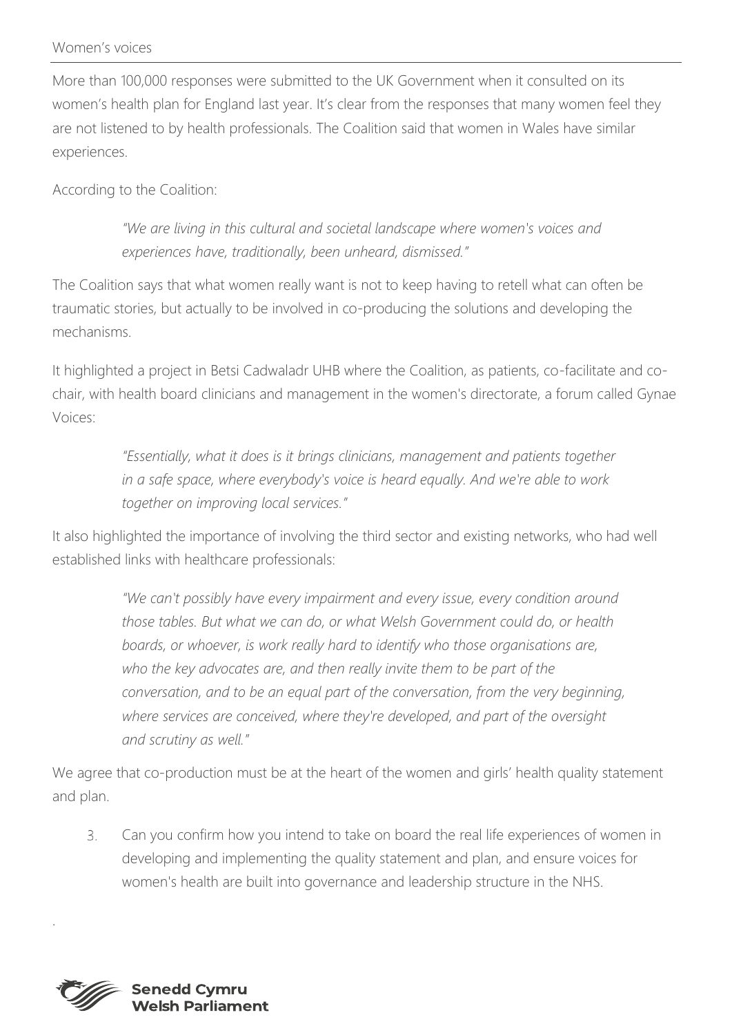## Women's voices

More than 100,000 responses were submitted to the UK Government when it consulted on its women's health plan for England last year. It's clear from the responses that many women feel they are not listened to by health professionals. The Coalition said that women in Wales have similar experiences.

According to the Coalition:

> *"We are living in this cultural and societal landscape where women's voices and experiences have, traditionally, been unheard, dismissed."*

The Coalition says that what women really want is not to keep having to retell what can often be traumatic stories, but actually to be involved in co-producing the solutions and developing the mechanisms.

It highlighted a project in Betsi Cadwaladr UHB where the Coalition, as patients, co-facilitate and co-chair, with health board clinicians and management in the women's directorate, a forum called Gynae Voices:

> *"Essentially, what it does is it brings clinicians, management and patients together in a safe space, where everybody's voice is heard equally. And we're able to work together on improving local services."*

It also highlighted the importance of involving the third sector and existing networks, who had well established links with healthcare professionals:

> *"We can't possibly have every impairment and every issue, every condition around those tables. But what we can do, or what Welsh Government could do, or health boards, or whoever, is work really hard to identify who those organisations are, who the key advocates are, and then really invite them to be part of the conversation, and to be an equal part of the conversation, from the very beginning, where services are conceived, where they're developed, and part of the oversight and scrutiny as well."*

We agree that co-production must be at the heart of the women and girls' health quality statement and plan.

3. Can you confirm how you intend to take on board the real life experiences of women in developing and implementing the quality statement and plan, and ensure voices for women's health are built into governance and leadership structure in the NHS.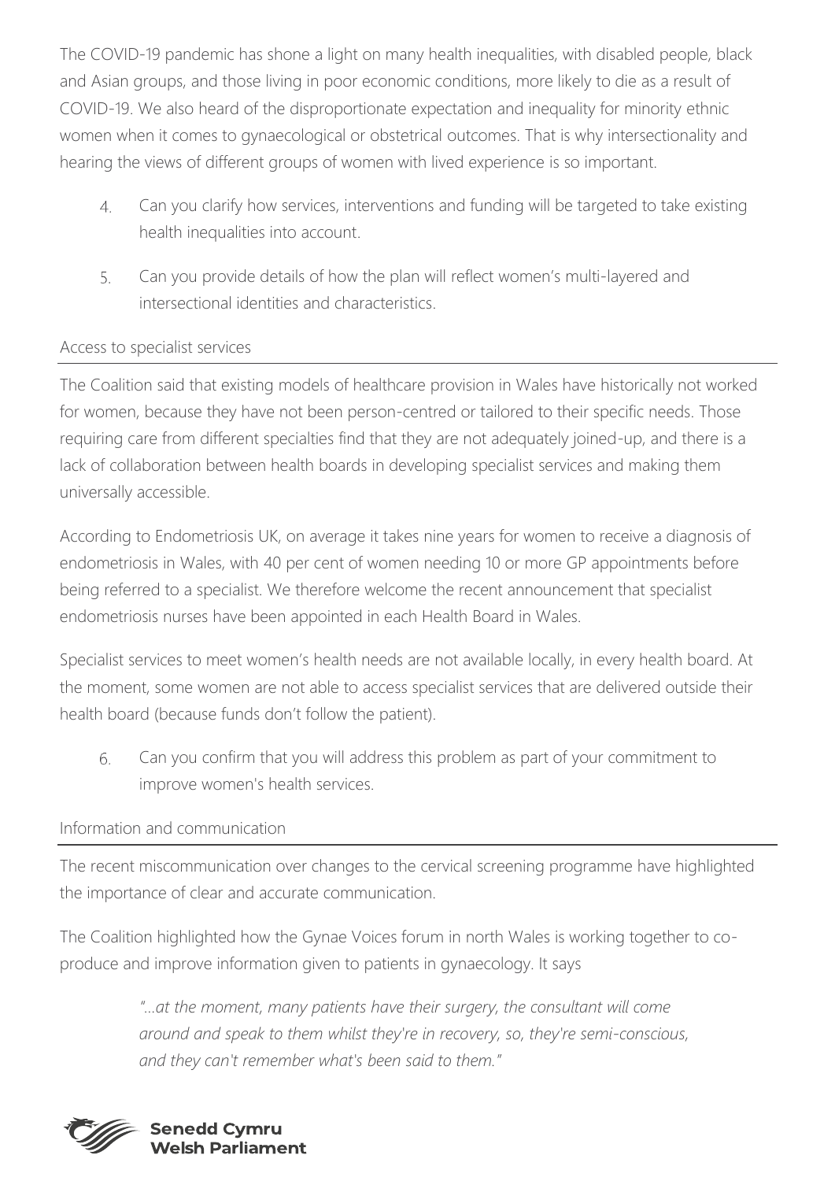The COVID-19 pandemic has shone a light on many health inequalities, with disabled people, black and Asian groups, and those living in poor economic conditions, more likely to die as a result of COVID-19. We also heard of the disproportionate expectation and inequality for minority ethnic women when it comes to gynaecological or obstetrical outcomes. That is why intersectionality and hearing the views of different groups of women with lived experience is so important.

4. Can you clarify how services, interventions and funding will be targeted to take existing health inequalities into account.

5. Can you provide details of how the plan will reflect women's multi-layered and intersectional identities and characteristics.

## Access to specialist services

The Coalition said that existing models of healthcare provision in Wales have historically not worked for women, because they have not been person-centred or tailored to their specific needs. Those requiring care from different specialties find that they are not adequately joined-up, and there is a lack of collaboration between health boards in developing specialist services and making them universally accessible.

According to Endometriosis UK, on average it takes nine years for women to receive a diagnosis of endometriosis in Wales, with 40 per cent of women needing 10 or more GP appointments before being referred to a specialist. We therefore welcome the recent announcement that specialist endometriosis nurses have been appointed in each Health Board in Wales.

Specialist services to meet women's health needs are not available locally, in every health board. At the moment, some women are not able to access specialist services that are delivered outside their health board (because funds don't follow the patient).

6. Can you confirm that you will address this problem as part of your commitment to improve women's health services.

## Information and communication

The recent miscommunication over changes to the cervical screening programme have highlighted the importance of clear and accurate communication.

The Coalition highlighted how the Gynae Voices forum in north Wales is working together to co-produce and improve information given to patients in gynaecology. It says

> *"...at the moment, many patients have their surgery, the consultant will come around and speak to them whilst they're in recovery, so, they're semi-conscious, and they can't remember what's been said to them."*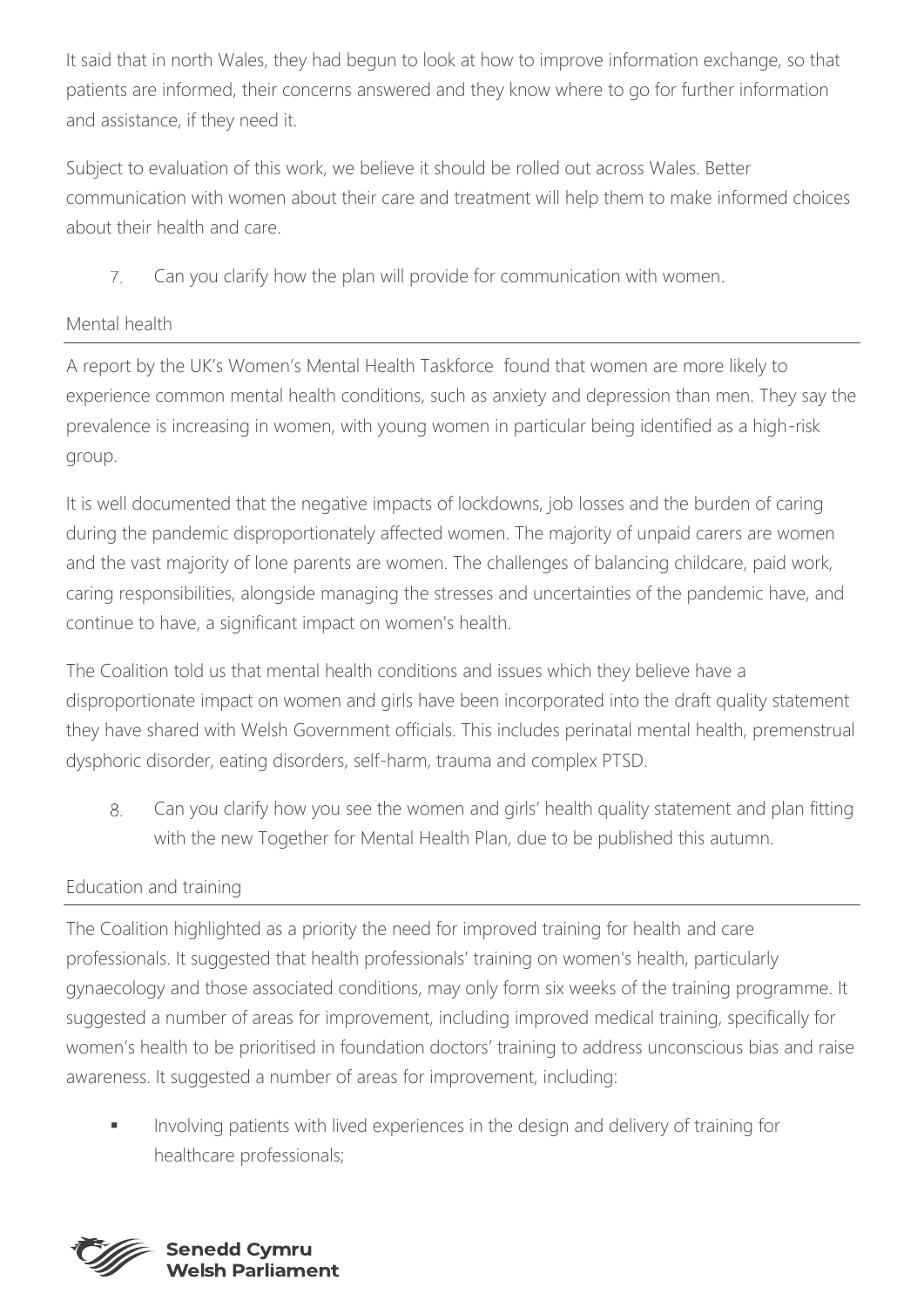It said that in north Wales, they had begun to look at how to improve information exchange, so that patients are informed, their concerns answered and they know where to go for further information and assistance, if they need it.

Subject to evaluation of this work, we believe it should be rolled out across Wales. Better communication with women about their care and treatment will help them to make informed choices about their health and care.

7. Can you clarify how the plan will provide for communication with women.

## Mental health

A report by the UK's Women's Mental Health Taskforce found that women are more likely to experience common mental health conditions, such as anxiety and depression than men. They say the prevalence is increasing in women, with young women in particular being identified as a high-risk group.

It is well documented that the negative impacts of lockdowns, job losses and the burden of caring during the pandemic disproportionately affected women. The majority of unpaid carers are women and the vast majority of lone parents are women. The challenges of balancing childcare, paid work, caring responsibilities, alongside managing the stresses and uncertainties of the pandemic have, and continue to have, a significant impact on women's health.

The Coalition told us that mental health conditions and issues which they believe have a disproportionate impact on women and girls have been incorporated into the draft quality statement they have shared with Welsh Government officials. This includes perinatal mental health, premenstrual dysphoric disorder, eating disorders, self-harm, trauma and complex PTSD.

8. Can you clarify how you see the women and girls' health quality statement and plan fitting with the new Together for Mental Health Plan, due to be published this autumn.

## Education and training

The Coalition highlighted as a priority the need for improved training for health and care professionals. It suggested that health professionals' training on women's health, particularly gynaecology and those associated conditions, may only form six weeks of the training programme. It suggested a number of areas for improvement, including improved medical training, specifically for women's health to be prioritised in foundation doctors' training to address unconscious bias and raise awareness. It suggested a number of areas for improvement, including:

- Involving patients with lived experiences in the design and delivery of training for healthcare professionals;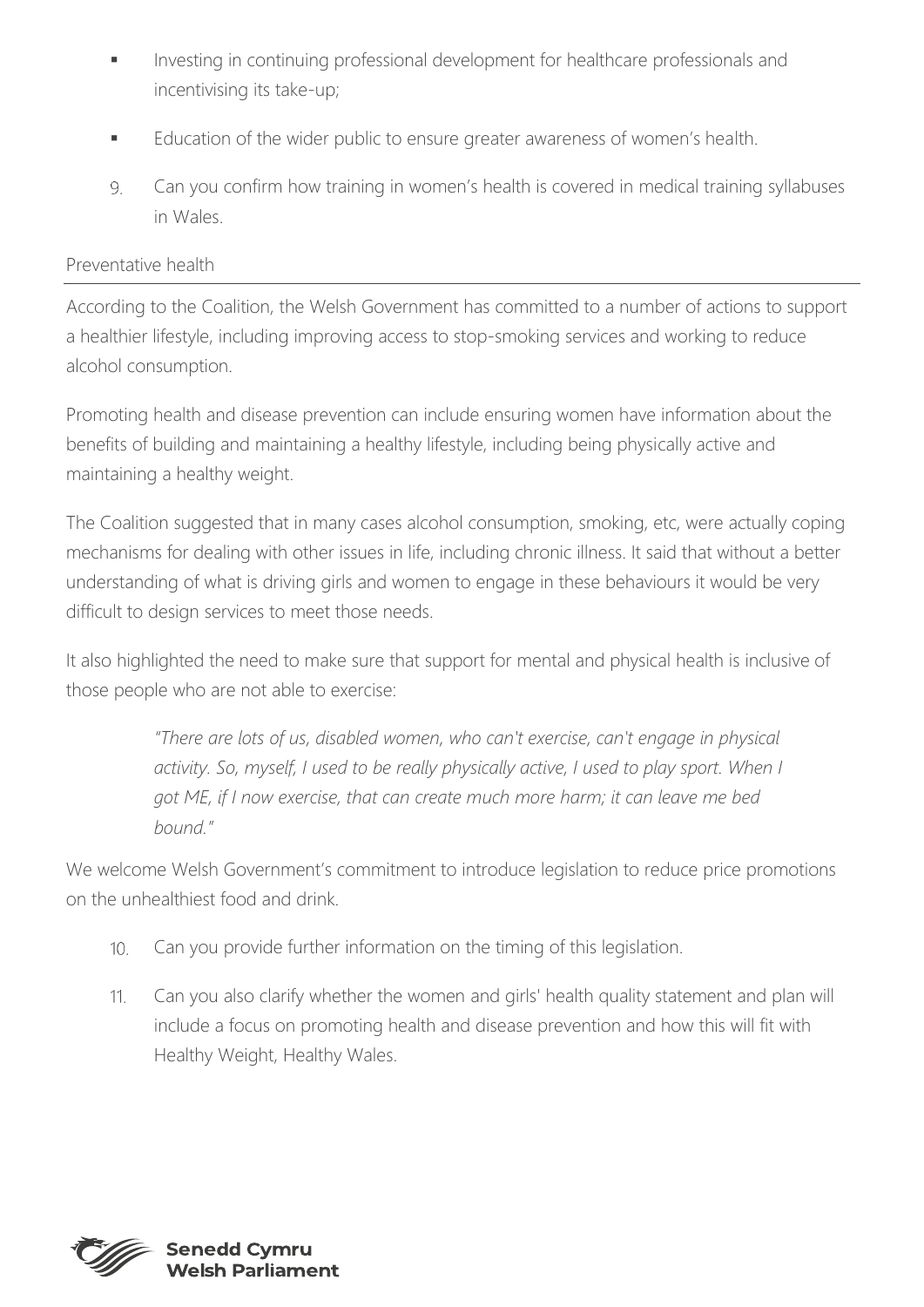- Investing in continuing professional development for healthcare professionals and incentivising its take-up;
- Education of the wider public to ensure greater awareness of women's health.

9. Can you confirm how training in women's health is covered in medical training syllabuses in Wales.

## Preventative health

According to the Coalition, the Welsh Government has committed to a number of actions to support a healthier lifestyle, including improving access to stop-smoking services and working to reduce alcohol consumption.

Promoting health and disease prevention can include ensuring women have information about the benefits of building and maintaining a healthy lifestyle, including being physically active and maintaining a healthy weight.

The Coalition suggested that in many cases alcohol consumption, smoking, etc, were actually coping mechanisms for dealing with other issues in life, including chronic illness. It said that without a better understanding of what is driving girls and women to engage in these behaviours it would be very difficult to design services to meet those needs.

It also highlighted the need to make sure that support for mental and physical health is inclusive of those people who are not able to exercise:

> *"There are lots of us, disabled women, who can't exercise, can't engage in physical activity. So, myself, I used to be really physically active, I used to play sport. When I got ME, if I now exercise, that can create much more harm; it can leave me bed bound."*

We welcome Welsh Government's commitment to introduce legislation to reduce price promotions on the unhealthiest food and drink.

10. Can you provide further information on the timing of this legislation.
11. Can you also clarify whether the women and girls' health quality statement and plan will include a focus on promoting health and disease prevention and how this will fit with Healthy Weight, Healthy Wales.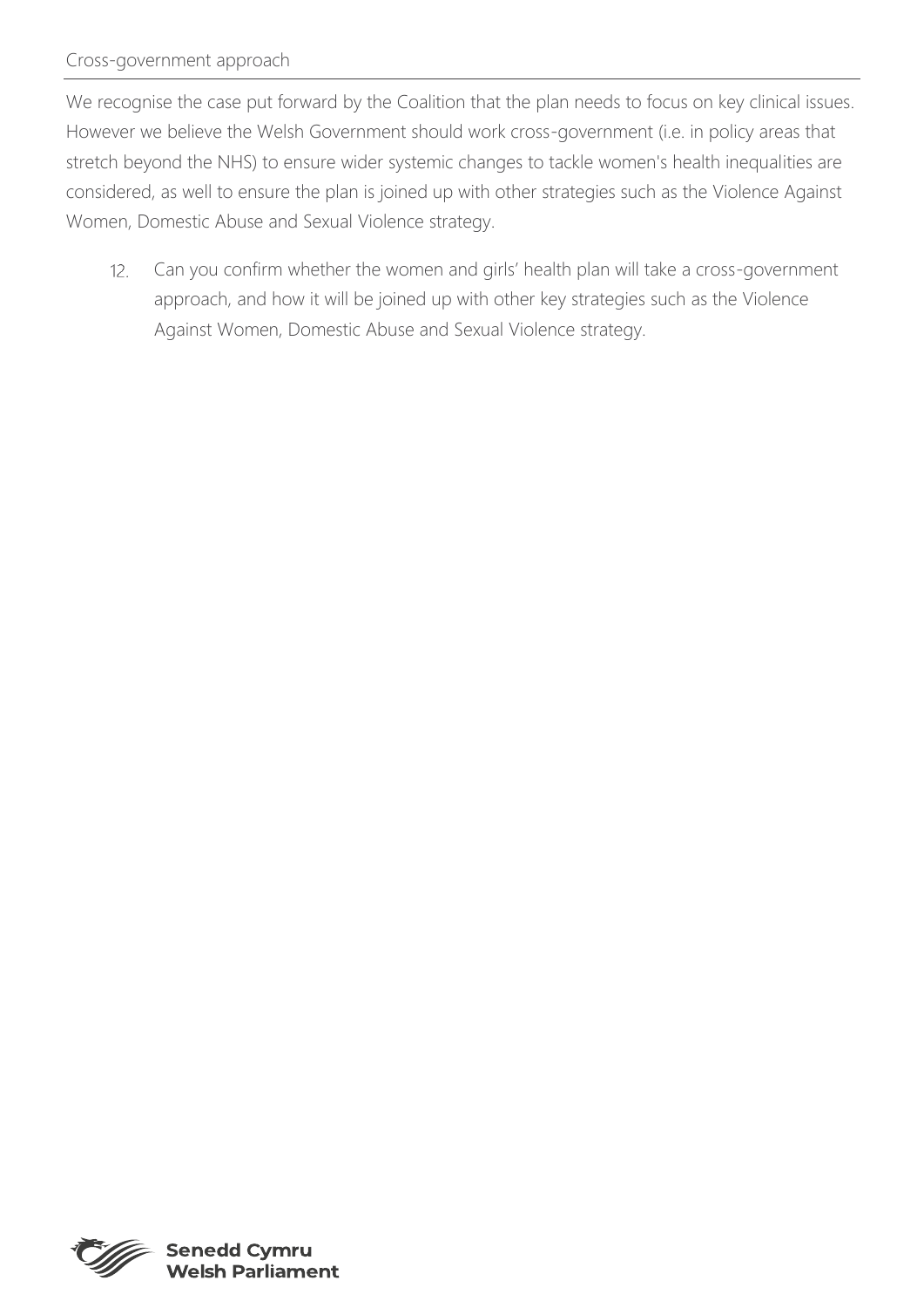## Cross-government approach

We recognise the case put forward by the Coalition that the plan needs to focus on key clinical issues. However we believe the Welsh Government should work cross-government (i.e. in policy areas that stretch beyond the NHS) to ensure wider systemic changes to tackle women's health inequalities are considered, as well to ensure the plan is joined up with other strategies such as the Violence Against Women, Domestic Abuse and Sexual Violence strategy.

12. Can you confirm whether the women and girls' health plan will take a cross-government approach, and how it will be joined up with other key strategies such as the Violence Against Women, Domestic Abuse and Sexual Violence strategy.